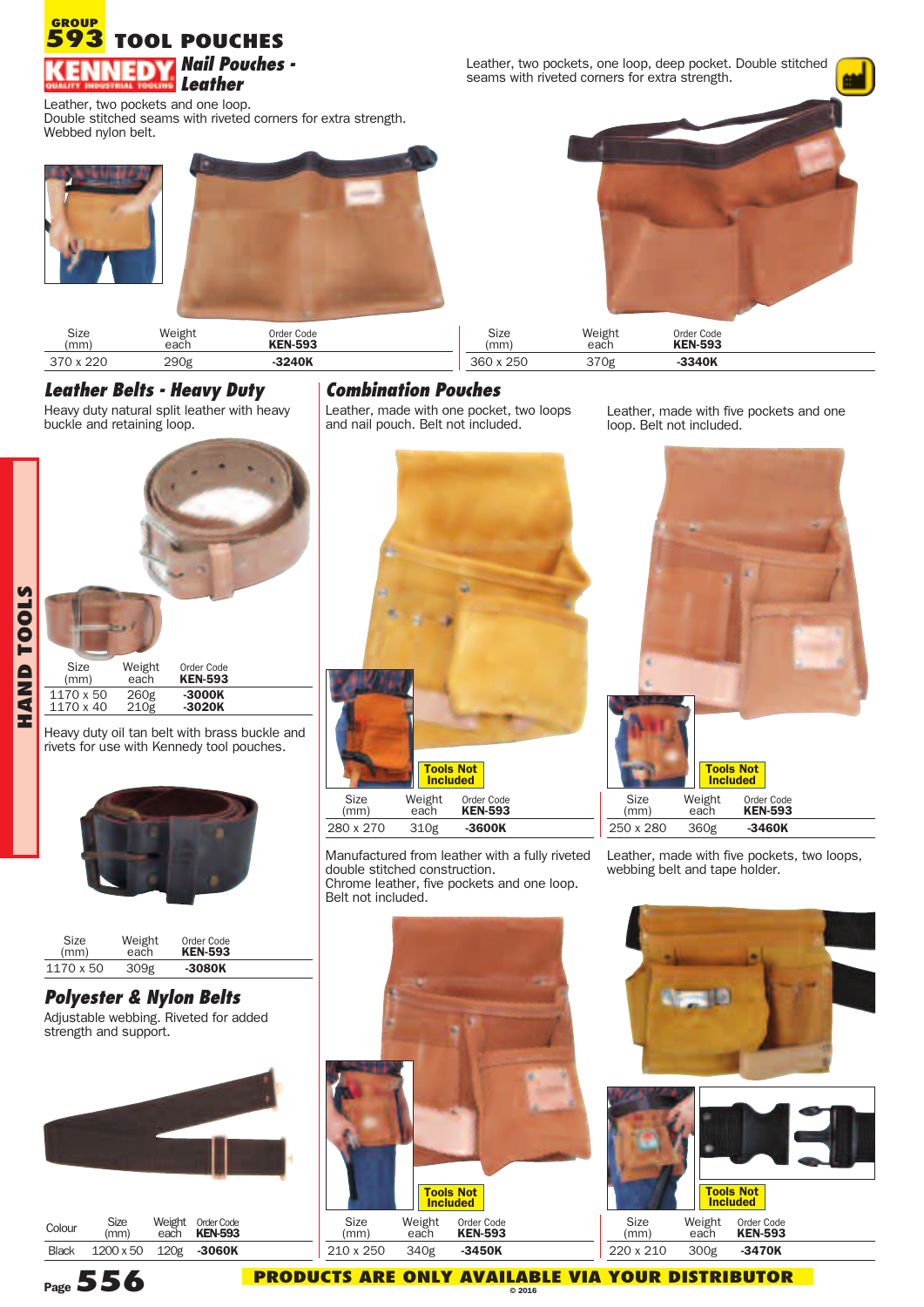# GROUP 593 TOOL POUCHES

## KENNEDY Nail Pouches - Leather

Leather, two pockets and one loop.
Double stitched seams with riveted corners for extra strength.
Webbed nylon belt.

| Size (mm) | Weight each | Order Code KEN-593 |
|---|---|---|
| 370 x 220 | 290g | -3240K |

Leather, two pockets, one loop, deep pocket. Double stitched seams with riveted corners for extra strength.

| Size (mm) | Weight each | Order Code KEN-593 |
|---|---|---|
| 360 x 250 | 370g | -3340K |

## Leather Belts - Heavy Duty

Heavy duty natural split leather with heavy buckle and retaining loop.

| Size (mm) | Weight each | Order Code KEN-593 |
|---|---|---|
| 1170 x 50 | 260g | -3000K |
| 1170 x 40 | 210g | -3020K |

Heavy duty oil tan belt with brass buckle and rivets for use with Kennedy tool pouches.

| Size (mm) | Weight each | Order Code KEN-593 |
|---|---|---|
| 1170 x 50 | 309g | -3080K |

## Polyester & Nylon Belts

Adjustable webbing. Riveted for added strength and support.

| Colour | Size (mm) | Weight each | Order Code KEN-593 |
|---|---|---|---|
| Black | 1200 x 50 | 120g | -3060K |

## Combination Pouches

Leather, made with one pocket, two loops and nail pouch. Belt not included.

Tools Not Included

| Size (mm) | Weight each | Order Code KEN-593 |
|---|---|---|
| 280 x 270 | 310g | -3600K |

Leather, made with five pockets and one loop. Belt not included.

Tools Not Included

| Size (mm) | Weight each | Order Code KEN-593 |
|---|---|---|
| 250 x 280 | 360g | -3460K |

Manufactured from leather with a fully riveted double stitched construction.
Chrome leather, five pockets and one loop.
Belt not included.

Tools Not Included

| Size (mm) | Weight each | Order Code KEN-593 |
|---|---|---|
| 210 x 250 | 340g | -3450K |

Leather, made with five pockets, two loops, webbing belt and tape holder.

Tools Not Included

| Size (mm) | Weight each | Order Code KEN-593 |
|---|---|---|
| 220 x 210 | 300g | -3470K |

PRODUCTS ARE ONLY AVAILABLE VIA YOUR DISTRIBUTOR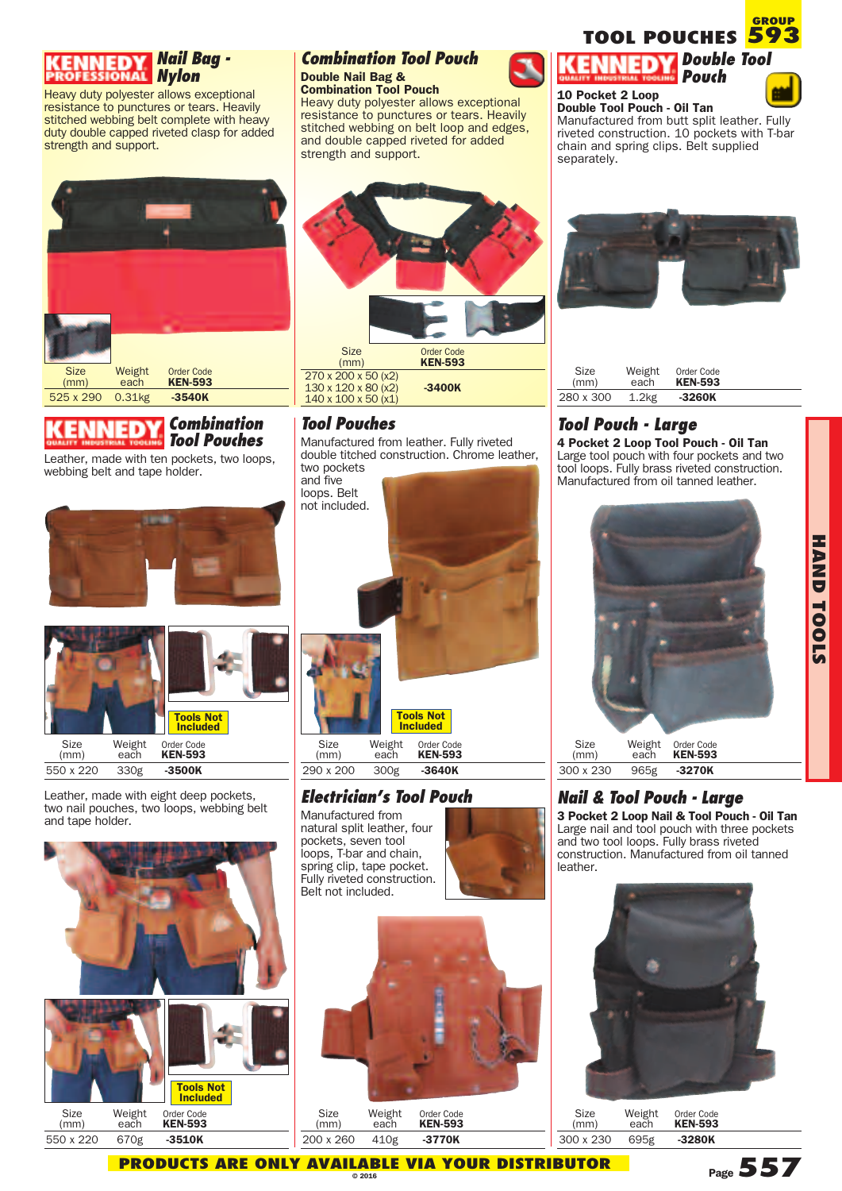# TOOL POUCHES

GROUP **593**

## Nail Bag - Nylon

Heavy duty polyester allows exceptional resistance to punctures or tears. Heavily stitched webbing belt complete with heavy duty double capped riveted clasp for added strength and support.

| Size (mm) | Weight each | Order Code KEN-593 |
|---|---|---|
| 525 x 290 | 0.31kg | -3540K |

## Combination Tool Pouch

**Double Nail Bag & Combination Tool Pouch**

Heavy duty polyester allows exceptional resistance to punctures or tears. Heavily stitched webbing on belt loop and edges, and double capped riveted for added strength and support.

| Size (mm) | Order Code KEN-593 |
|---|---|
| 270 x 200 x 50 (x2)<br>130 x 120 x 80 (x2)<br>140 x 100 x 50 (x1) | -3400K |

## Double Tool Pouch

**10 Pocket 2 Loop Double Tool Pouch - Oil Tan**

Manufactured from butt split leather. Fully riveted construction. 10 pockets with T-bar chain and spring clips. Belt supplied separately.

| Size (mm) | Weight each | Order Code KEN-593 |
|---|---|---|
| 280 x 300 | 1.2kg | -3260K |

## Combination Tool Pouches

Leather, made with ten pockets, two loops, webbing belt and tape holder.

Tools Not Included

| Size (mm) | Weight each | Order Code KEN-593 |
|---|---|---|
| 550 x 220 | 330g | -3500K |

Leather, made with eight deep pockets, two nail pouches, two loops, webbing belt and tape holder.

Tools Not Included

| Size (mm) | Weight each | Order Code KEN-593 |
|---|---|---|
| 550 x 220 | 670g | -3510K |

## Tool Pouches

Manufactured from leather. Fully riveted double titched construction. Chrome leather, two pockets and five loops. Belt not included.

Tools Not Included

| Size (mm) | Weight each | Order Code KEN-593 |
|---|---|---|
| 290 x 200 | 300g | -3640K |

## Electrician's Tool Pouch

Manufactured from natural split leather, four pockets, seven tool loops, T-bar and chain, spring clip, tape pocket. Fully riveted construction. Belt not included.

| Size (mm) | Weight each | Order Code KEN-593 |
|---|---|---|
| 200 x 260 | 410g | -3770K |

## Tool Pouch - Large

**4 Pocket 2 Loop Tool Pouch - Oil Tan**

Large tool pouch with four pockets and two tool loops. Fully riveted construction. Manufactured from oil tanned leather.

| Size (mm) | Weight each | Order Code KEN-593 |
|---|---|---|
| 300 x 230 | 965g | -3270K |

## Nail & Tool Pouch - Large

**3 Pocket 2 Loop Nail & Tool Pouch - Oil Tan**

Large nail and tool pouch with three pockets and two tool loops. Fully brass riveted construction. Manufactured from oil tanned leather.

| Size (mm) | Weight each | Order Code KEN-593 |
|---|---|---|
| 300 x 230 | 695g | -3280K |

HAND TOOLS

**PRODUCTS ARE ONLY AVAILABLE VIA YOUR DISTRIBUTOR**

© 2016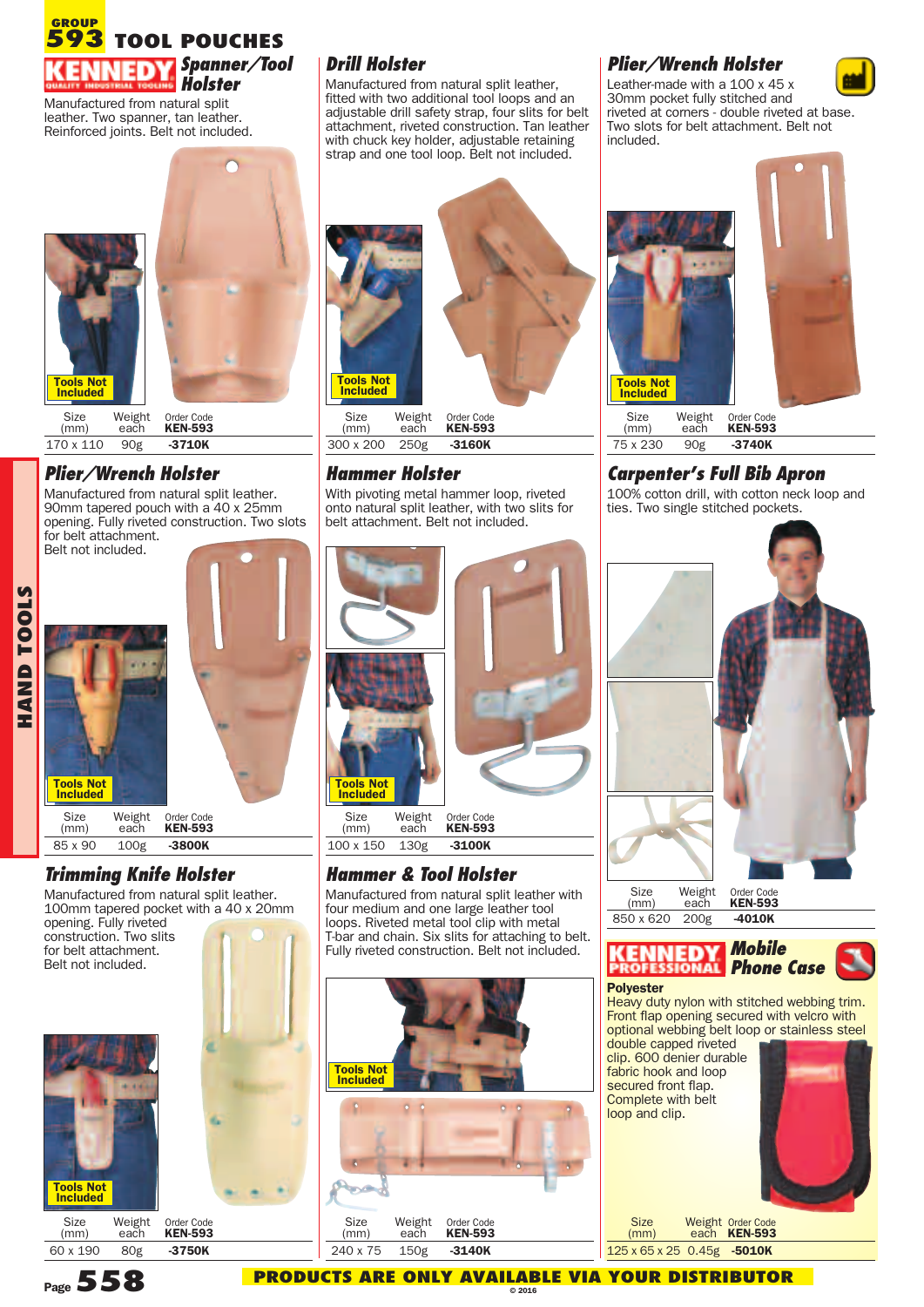# GROUP 593 TOOL POUCHES

## KENNEDY Spanner/Tool Holster

Manufactured from natural split leather. Two spanner, tan leather. Reinforced joints. Belt not included.

Tools Not Included

| Size (mm) | Weight each | Order Code KEN-593 |
|---|---|---|
| 170 x 110 | 90g | -3710K |

## Drill Holster

Manufactured from natural split leather, fitted with two additional tool loops and an adjustable drill safety strap, four slits for belt attachment, riveted construction. Tan leather with chuck key holder, adjustable retaining strap and one tool loop. Belt not included.

Tools Not Included

| Size (mm) | Weight each | Order Code KEN-593 |
|---|---|---|
| 300 x 200 | 250g | -3160K |

## Plier/Wrench Holster

Leather-made with a 100 x 45 x 30mm pocket fully stitched and riveted at corners - double riveted at base. Two slots for belt attachment. Belt not included.

Tools Not Included

| Size (mm) | Weight each | Order Code KEN-593 |
|---|---|---|
| 75 x 230 | 90g | -3740K |

## Plier/Wrench Holster

Manufactured from natural split leather. 90mm tapered pouch with a 40 x 25mm opening. Fully riveted construction. Two slots for belt attachment. Belt not included.

Tools Not Included

| Size (mm) | Weight each | Order Code KEN-593 |
|---|---|---|
| 85 x 90 | 100g | -3800K |

## Hammer Holster

With pivoting metal hammer loop, riveted onto natural split leather, with two slits for belt attachment. Belt not included.

Tools Not Included

| Size (mm) | Weight each | Order Code KEN-593 |
|---|---|---|
| 100 x 150 | 130g | -3100K |

## Carpenter's Full Bib Apron

100% cotton drill, with cotton neck loop and ties. Two single stitched pockets.

| Size (mm) | Weight each | Order Code KEN-593 |
|---|---|---|
| 850 x 620 | 200g | -4010K |

## Trimming Knife Holster

Manufactured from natural split leather. 100mm tapered pocket with a 40 x 20mm opening. Fully riveted construction. Two slits for belt attachment. Belt not included.

Tools Not Included

| Size (mm) | Weight each | Order Code KEN-593 |
|---|---|---|
| 60 x 190 | 80g | -3750K |

## Hammer & Tool Holster

Manufactured from natural split leather with four medium and one large leather tool loops. Riveted metal tool clip with metal T-bar and chain. Six slits for attaching to belt. Fully riveted construction. Belt not included.

Tools Not Included

| Size (mm) | Weight each | Order Code KEN-593 |
|---|---|---|
| 240 x 75 | 150g | -3140K |

## KENNEDY PROFESSIONAL Mobile Phone Case

**Polyester**

Heavy duty nylon with stitched webbing trim. Front flap opening secured with velcro with optional webbing belt loop or stainless steel double capped riveted clip. 600 denier durable fabric hook and loop secured front flap. Complete with belt loop and clip.

| Size (mm) | Weight each | Order Code KEN-593 |
|---|---|---|
| 125 x 65 x 25 | 0.45g | -5010K |

HAND TOOLS

**PRODUCTS ARE ONLY AVAILABLE VIA YOUR DISTRIBUTOR**

© 2016